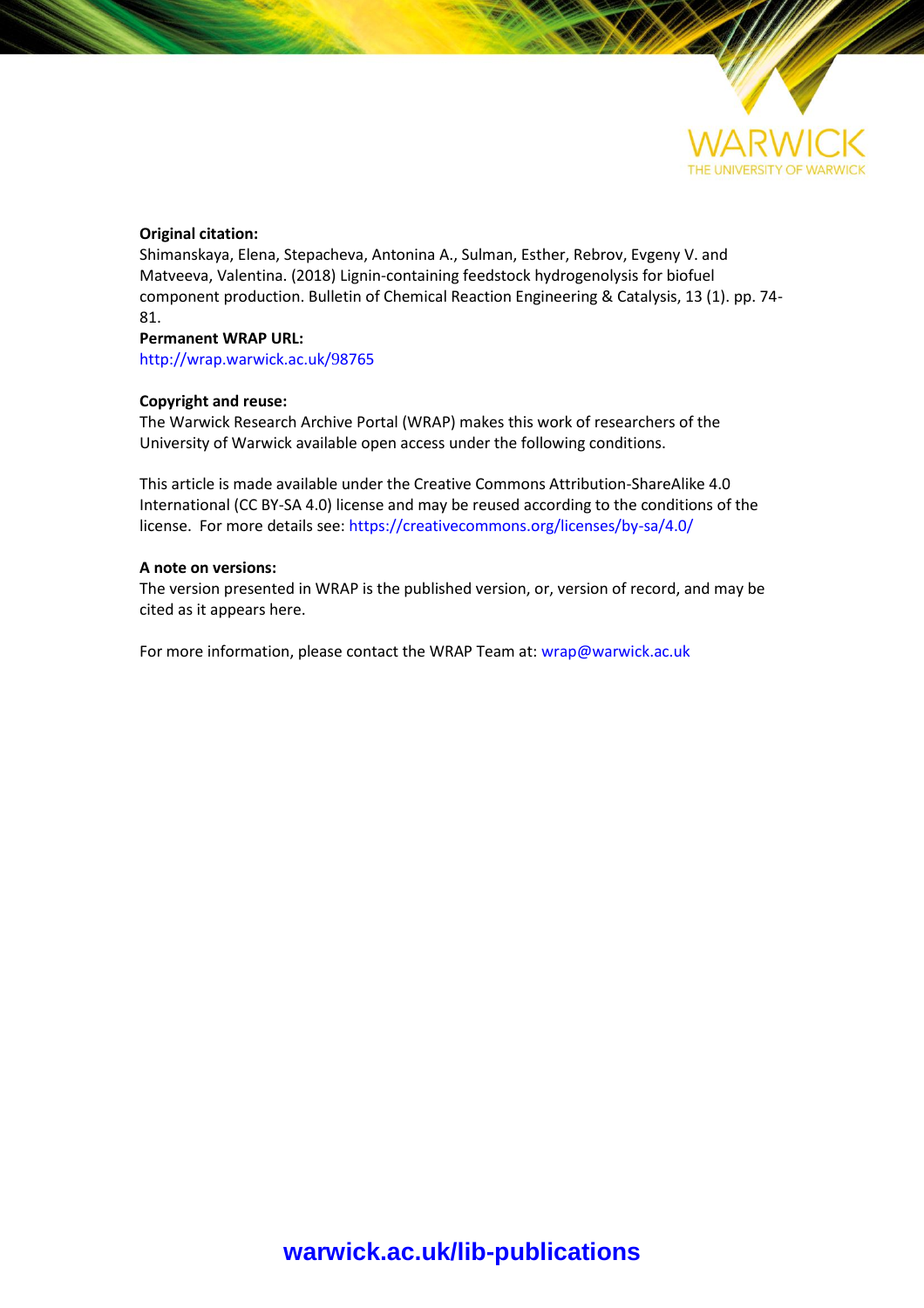WARWICK
THE UNIVERSITY OF WARWICK

**Original citation:**
Shimanskaya, Elena, Stepacheva, Antonina A., Sulman, Esther, Rebrov, Evgeny V. and Matveeva, Valentina. (2018) Lignin-containing feedstock hydrogenolysis for biofuel component production. Bulletin of Chemical Reaction Engineering & Catalysis, 13 (1). pp. 74-81.

**Permanent WRAP URL:**
http://wrap.warwick.ac.uk/98765

**Copyright and reuse:**
The Warwick Research Archive Portal (WRAP) makes this work of researchers of the University of Warwick available open access under the following conditions.

This article is made available under the Creative Commons Attribution-ShareAlike 4.0 International (CC BY-SA 4.0) license and may be reused according to the conditions of the license. For more details see: https://creativecommons.org/licenses/by-sa/4.0/

**A note on versions:**
The version presented in WRAP is the published version, or, version of record, and may be cited as it appears here.

For more information, please contact the WRAP Team at: wrap@warwick.ac.uk

**warwick.ac.uk/lib-publications**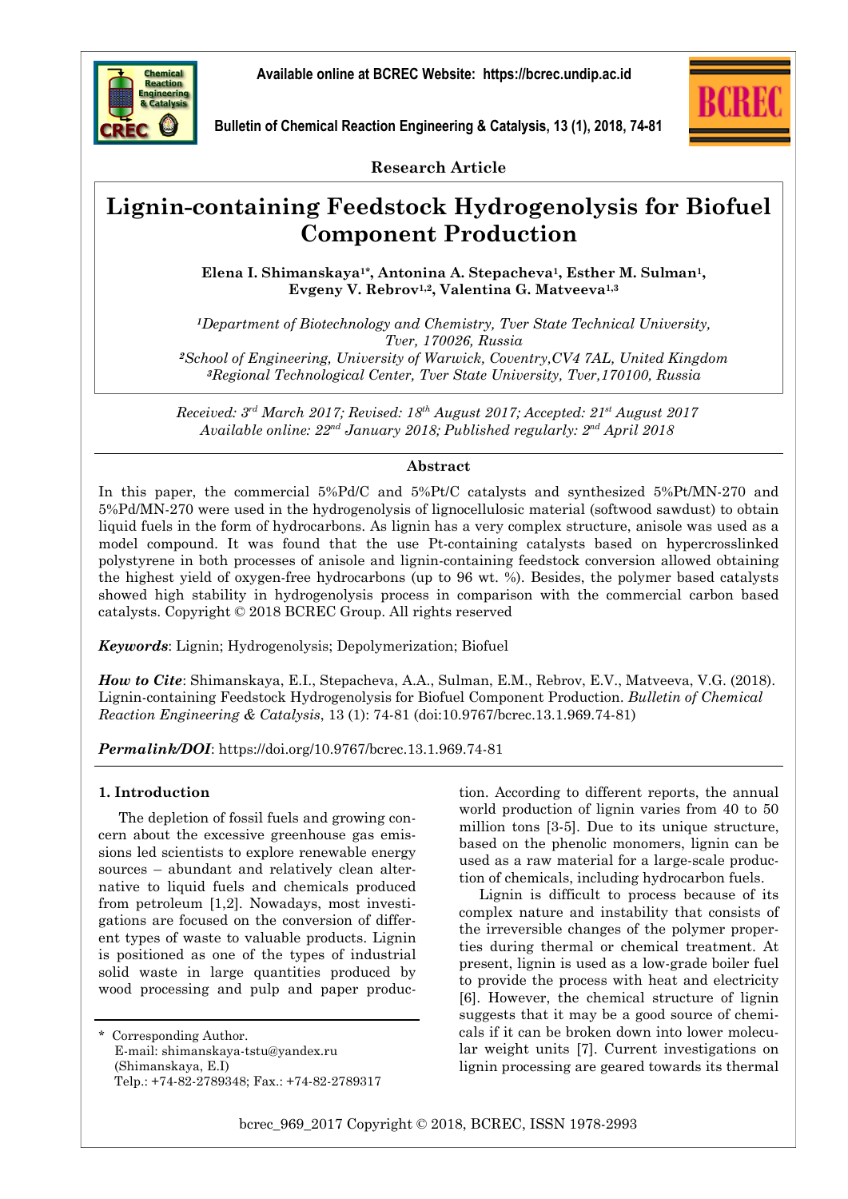# Lignin-containing Feedstock Hydrogenolysis for Biofuel Component Production

**Elena I. Shimanskaya[1*], Antonina A. Stepacheva[1], Esther M. Sulman[1], Evgeny V. Rebrov[1,2], Valentina G. Matveeva[1,3]**

*[1]Department of Biotechnology and Chemistry, Tver State Technical University, Tver, 170026, Russia*
*[2]School of Engineering, University of Warwick, Coventry,CV4 7AL, United Kingdom*
*[3]Regional Technological Center, Tver State University, Tver,170100, Russia*

*Received: 3rd March 2017; Revised: 18th August 2017; Accepted: 21st August 2017*
*Available online: 22nd January 2018; Published regularly: 2nd April 2018*

**Research Article**

## Abstract

In this paper, the commercial 5%Pd/C and 5%Pt/C catalysts and synthesized 5%Pt/MN-270 and 5%Pd/MN-270 were used in the hydrogenolysis of lignocellulosic material (softwood sawdust) to obtain liquid fuels in the form of hydrocarbons. As lignin has a very complex structure, anisole was used as a model compound. It was found that the use Pt-containing catalysts based on hypercrosslinked polystyrene in both processes of anisole and lignin-containing feedstock conversion allowed obtaining the highest yield of oxygen-free hydrocarbons (up to 96 wt. %). Besides, the polymer based catalysts showed high stability in hydrogenolysis process in comparison with the commercial carbon based catalysts. Copyright © 2018 BCREC Group. All rights reserved

***Keywords***: Lignin; Hydrogenolysis; Depolymerization; Biofuel

***How to Cite***: Shimanskaya, E.I., Stepacheva, A.A., Sulman, E.M., Rebrov, E.V., Matveeva, V.G. (2018). Lignin-containing Feedstock Hydrogenolysis for Biofuel Component Production. *Bulletin of Chemical Reaction Engineering & Catalysis*, 13 (1): 74-81 (doi:10.9767/bcrec.13.1.969.74-81)

***Permalink/DOI***: https://doi.org/10.9767/bcrec.13.1.969.74-81

## 1. Introduction

The depletion of fossil fuels and growing concern about the excessive greenhouse gas emissions led scientists to explore renewable energy sources – abundant and relatively clean alternative to liquid fuels and chemicals produced from petroleum [1,2]. Nowadays, most investigations are focused on the conversion of different types of waste to valuable products. Lignin is positioned as one of the types of industrial solid waste in large quantities produced by wood processing and pulp and paper production. According to different reports, the annual world production of lignin varies from 40 to 50 million tons [3-5]. Due to its unique structure, based on the phenolic monomers, lignin can be used as a raw material for a large-scale production of chemicals, including hydrocarbon fuels.

Lignin is difficult to process because of its complex nature and instability that consists of the irreversible changes of the polymer properties during thermal or chemical treatment. At present, lignin is used as a low-grade boiler fuel to provide the process with heat and electricity [6]. However, the chemical structure of lignin suggests that it may be a good source of chemicals if it can be broken down into lower molecular weight units [7]. Current investigations on lignin processing are geared towards its thermal

\* Corresponding Author.
E-mail: shimanskaya-tstu@yandex.ru
(Shimanskaya, E.I)
Telp.: +74-82-2789348; Fax.: +74-82-2789317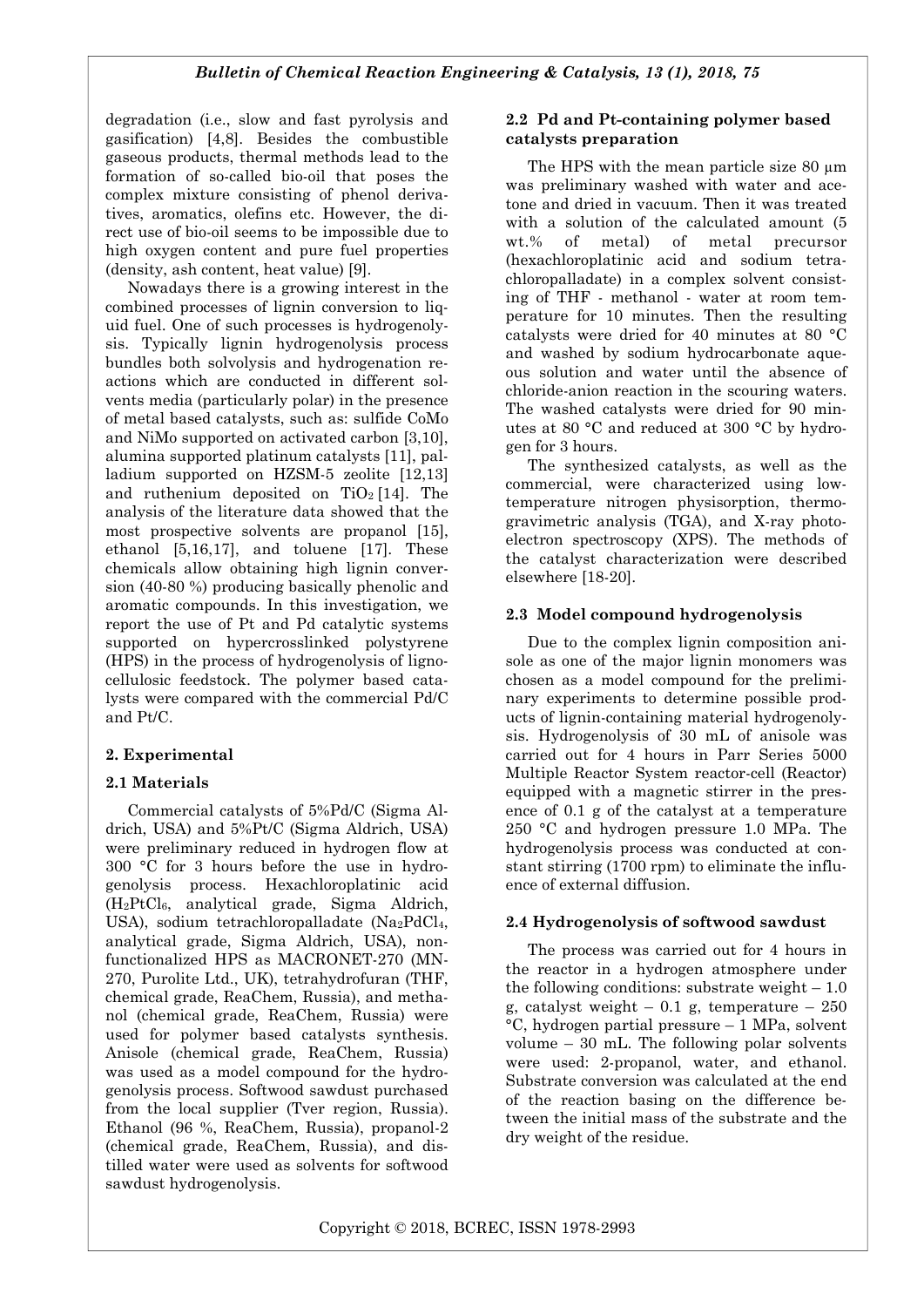degradation (i.e., slow and fast pyrolysis and gasification) [4,8]. Besides the combustible gaseous products, thermal methods lead to the formation of so-called bio-oil that poses the complex mixture consisting of phenol derivatives, aromatics, olefins etc. However, the direct use of bio-oil seems to be impossible due to high oxygen content and pure fuel properties (density, ash content, heat value) [9].

Nowadays there is a growing interest in the combined processes of lignin conversion to liquid fuel. One of such processes is hydrogenolysis. Typically lignin hydrogenolysis process bundles both solvolysis and hydrogenation reactions which are conducted in different solvents media (particularly polar) in the presence of metal based catalysts, such as: sulfide CoMo and NiMo supported on activated carbon [3,10], alumina supported platinum catalysts [11], palladium supported on HZSM-5 zeolite [12,13] and ruthenium deposited on $TiO_2$ [14]. The analysis of the literature data showed that the most prospective solvents are propanol [15], ethanol [5,16,17], and toluene [17]. These chemicals allow obtaining high lignin conversion (40-80 %) producing basically phenolic and aromatic compounds. In this investigation, we report the use of Pt and Pd catalytic systems supported on hypercrosslinked polystyrene (HPS) in the process of hydrogenolysis of lignocellulosic feedstock. The polymer based catalysts were compared with the commercial Pd/C and Pt/C.

## 2. Experimental

### 2.1 Materials

Commercial catalysts of 5%Pd/C (Sigma Aldrich, USA) and 5%Pt/C (Sigma Aldrich, USA) were preliminary reduced in hydrogen flow at 300 °C for 3 hours before the use in hydrogenolysis process. Hexachloroplatinic acid ($H_2PtCl_6$, analytical grade, Sigma Aldrich, USA), sodium tetrachloropalladate ($Na_2PdCl_4$, analytical grade, Sigma Aldrich, USA), non-functionalized HPS as MACRONET-270 (MN-270, Purolite Ltd., UK), tetrahydrofuran (THF, chemical grade, ReaChem, Russia), and methanol (chemical grade, ReaChem, Russia) were used for polymer based catalysts synthesis. Anisole (chemical grade, ReaChem, Russia) was used as a model compound for the hydrogenolysis process. Softwood sawdust purchased from the local supplier (Tver region, Russia). Ethanol (96 %, ReaChem, Russia), propanol-2 (chemical grade, ReaChem, Russia), and distilled water were used as solvents for softwood sawdust hydrogenolysis.

### 2.2 Pd and Pt-containing polymer based catalysts preparation

The HPS with the mean particle size 80 μm was preliminary washed with water and acetone and dried in vacuum. Then it was treated with a solution of the calculated amount (5 wt.% of metal) of metal precursor (hexachloroplatinic acid and sodium tetrachloropalladate) in a complex solvent consisting of THF - methanol - water at room temperature for 10 minutes. Then the resulting catalysts were dried for 40 minutes at 80 °C and washed by sodium hydrocarbonate aqueous solution and water until the absence of chloride-anion reaction in the scouring waters. The washed catalysts were dried for 90 minutes at 80 °C and reduced at 300 °C by hydrogen for 3 hours.

The synthesized catalysts, as well as the commercial, were characterized using low-temperature nitrogen physisorption, thermogravimetric analysis (TGA), and X-ray photoelectron spectroscopy (XPS). The methods of the catalyst characterization were described elsewhere [18-20].

### 2.3 Model compound hydrogenolysis

Due to the complex lignin composition anisole as one of the major lignin monomers was chosen as a model compound for the preliminary experiments to determine possible products of lignin-containing material hydrogenolysis. Hydrogenolysis of 30 mL of anisole was carried out for 4 hours in Parr Series 5000 Multiple Reactor System reactor-cell (Reactor) equipped with a magnetic stirrer in the presence of 0.1 g of the catalyst at a temperature 250 °C and hydrogen pressure 1.0 MPa. The hydrogenolysis process was conducted at constant stirring (1700 rpm) to eliminate the influence of external diffusion.

### 2.4 Hydrogenolysis of softwood sawdust

The process was carried out for 4 hours in the reactor in a hydrogen atmosphere under the following conditions: substrate weight – 1.0 g, catalyst weight – 0.1 g, temperature – 250 °C, hydrogen partial pressure – 1 MPa, solvent volume – 30 mL. The following polar solvents were used: 2-propanol, water, and ethanol. Substrate conversion was calculated at the end of the reaction basing on the difference between the initial mass of the substrate and the dry weight of the residue.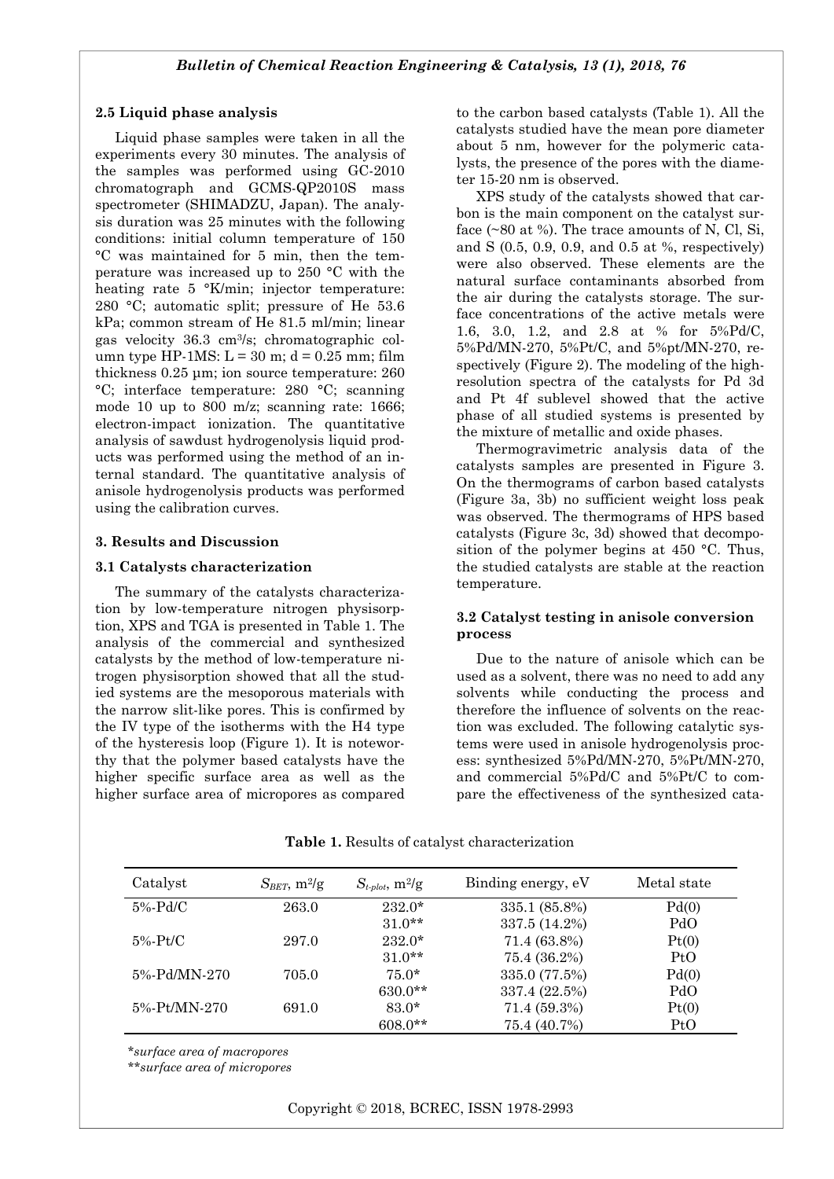### 2.5 Liquid phase analysis

Liquid phase samples were taken in all the experiments every 30 minutes. The analysis of the samples was performed using GC-2010 chromatograph and GCMS-QP2010S mass spectrometer (SHIMADZU, Japan). The analysis duration was 25 minutes with the following conditions: initial column temperature of 150 °C was maintained for 5 min, then the temperature was increased up to 250 °C with the heating rate 5 °K/min; injector temperature: 280 °C; automatic split; pressure of He 53.6 kPa; common stream of He 81.5 ml/min; linear gas velocity 36.3 $cm^3/s$; chromatographic column type HP-1MS: L = 30 m; d = 0.25 mm; film thickness 0.25 μm; ion source temperature: 260 °C; interface temperature: 280 °C; scanning mode 10 up to 800 m/z; scanning rate: 1666; electron-impact ionization. The quantitative analysis of sawdust hydrogenolysis liquid products was performed using the method of an internal standard. The quantitative analysis of anisole hydrogenolysis products was performed using the calibration curves.

## 3. Results and Discussion

### 3.1 Catalysts characterization

The summary of the catalysts characterization by low-temperature nitrogen physisorption, XPS and TGA is presented in Table 1. The analysis of the commercial and synthesized catalysts by the method of low-temperature nitrogen physisorption showed that all the studied systems are the mesoporous materials with the narrow slit-like pores. This is confirmed by the IV type of the isotherms with the H4 type of the hysteresis loop (Figure 1). It is noteworthy that the polymer based catalysts have the higher specific surface area as well as the higher surface area of micropores as compared to the carbon based catalysts (Table 1). All the catalysts studied have the mean pore diameter about 5 nm, however for the polymeric catalysts, the presence of the pores with the diameter 15-20 nm is observed.

XPS study of the catalysts showed that carbon is the main component on the catalyst surface (~80 at %). The trace amounts of N, Cl, Si, and S (0.5, 0.9, 0.9, and 0.5 at %, respectively) were also observed. These elements are the natural surface contaminants absorbed from the air during the catalysts storage. The surface concentrations of the active metals were 1.6, 3.0, 1.2, and 2.8 at % for 5%Pd/C, 5%Pd/MN-270, 5%Pt/C, and 5%pt/MN-270, respectively (Figure 2). The modeling of the high-resolution spectra of the catalysts for Pd 3d and Pt 4f sublevel showed that the active phase of all studied systems is presented by the mixture of metallic and oxide phases.

Thermogravimetric analysis data of the catalysts samples are presented in Figure 3. On the thermograms of carbon based catalysts (Figure 3a, 3b) no sufficient weight loss peak was observed. The thermograms of HPS based catalysts (Figure 3c, 3d) showed that decomposition of the polymer begins at 450 °C. Thus, the studied catalysts are stable at the reaction temperature.

### 3.2 Catalyst testing in anisole conversion process

Due to the nature of anisole which can be used as a solvent, there was no need to add any solvents while conducting the process and therefore the influence of solvents on the reaction was excluded. The following catalytic systems were used in anisole hydrogenolysis process: synthesized 5%Pd/MN-270, 5%Pt/MN-270, and commercial 5%Pd/C and 5%Pt/C to compare the effectiveness of the synthesized cata-

**Table 1.** Results of catalyst characterization

| Catalyst | $S_{BET}$, $m^2/g$ | $S_{t\text{-}plot}$, $m^2/g$ | Binding energy, eV | Metal state |
|---|---|---|---|---|
| 5%-Pd/C | 263.0 | 232.0* | 335.1 (85.8%) | Pd(0) |
| | | 31.0** | 337.5 (14.2%) | PdO |
| 5%-Pt/C | 297.0 | 232.0* | 71.4 (63.8%) | Pt(0) |
| | | 31.0** | 75.4 (36.2%) | PtO |
| 5%-Pd/MN-270 | 705.0 | 75.0* | 335.0 (77.5%) | Pd(0) |
| | | 630.0** | 337.4 (22.5%) | PdO |
| 5%-Pt/MN-270 | 691.0 | 83.0* | 71.4 (59.3%) | Pt(0) |
| | | 608.0** | 75.4 (40.7%) | PtO |

*\*surface area of macropores*
*\*\*surface area of micropores*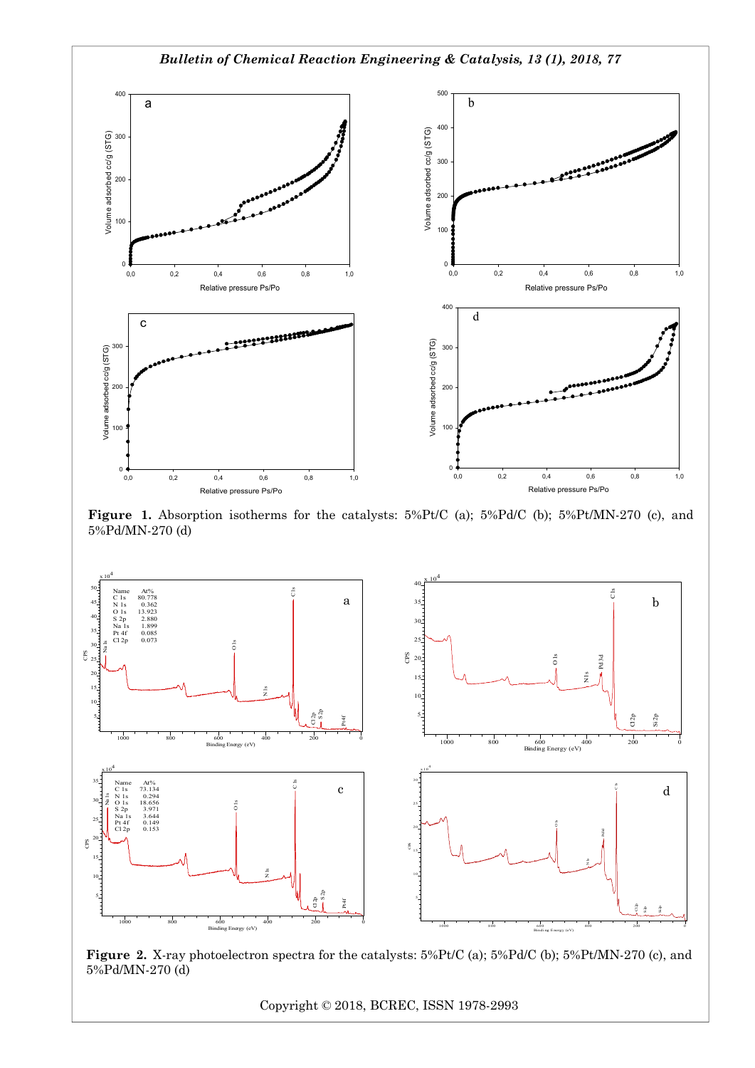**Figure 1.** Absorption isotherms for the catalysts: 5%Pt/C (a); 5%Pd/C (b); 5%Pt/MN-270 (c), and 5%Pd/MN-270 (d)

**Figure 2.** X-ray photoelectron spectra for the catalysts: 5%Pt/C (a); 5%Pd/C (b); 5%Pt/MN-270 (c), and 5%Pd/MN-270 (d)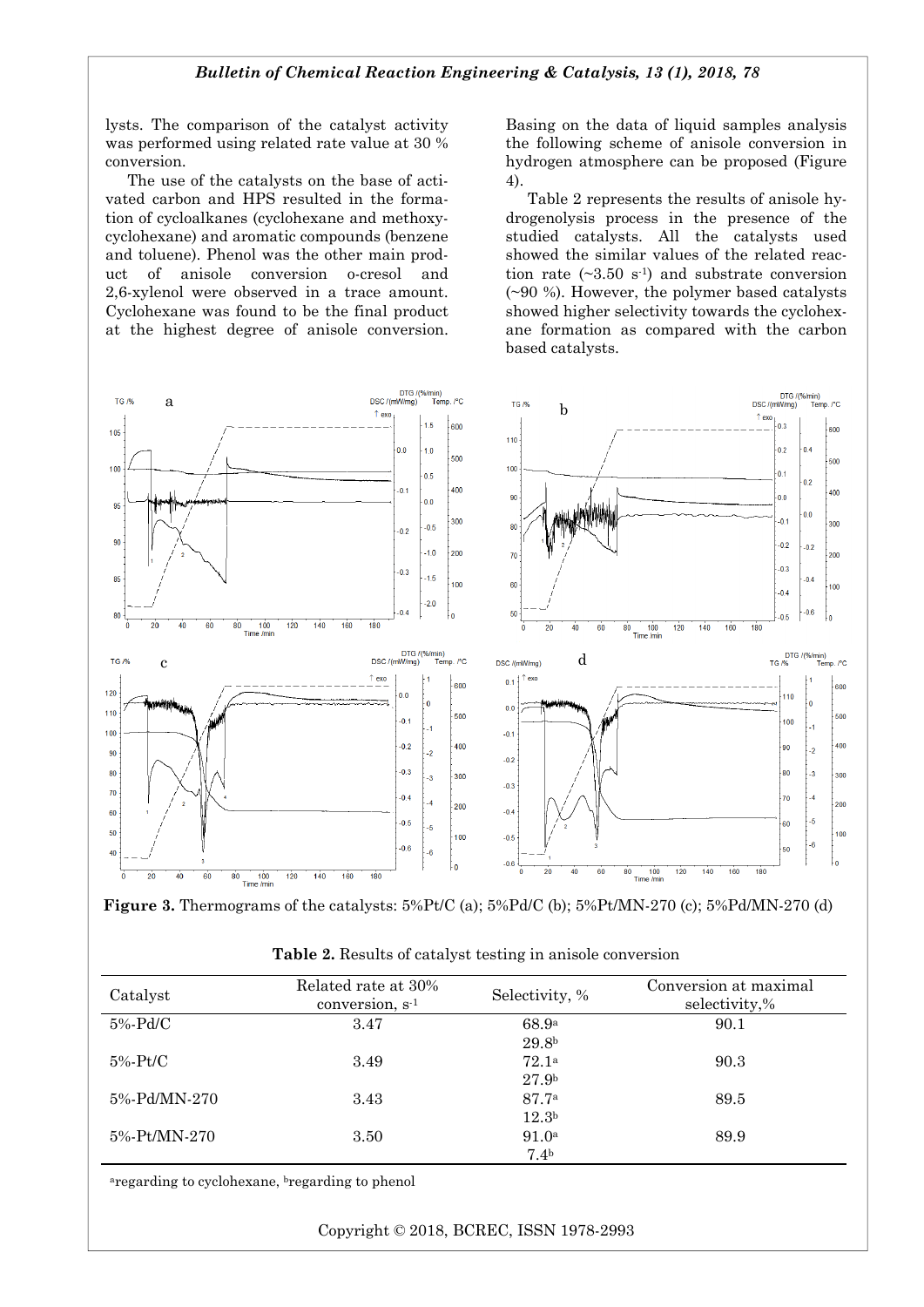lysts. The comparison of the catalyst activity was performed using related rate value at 30 % conversion.

The use of the catalysts on the base of activated carbon and HPS resulted in the formation of cycloalkanes (cyclohexane and methoxycyclohexane) and aromatic compounds (benzene and toluene). Phenol was the other main product of anisole conversion o-cresol and 2,6-xylenol were observed in a trace amount. Cyclohexane was found to be the final product at the highest degree of anisole conversion. Basing on the data of liquid samples analysis the following scheme of anisole conversion in hydrogen atmosphere can be proposed (Figure 4).

Table 2 represents the results of anisole hydrogenolysis process in the presence of the studied catalysts. All the catalysts used showed the similar values of the related reaction rate (~3.50 $s^{-1}$) and substrate conversion (~90 %). However, the polymer based catalysts showed higher selectivity towards the cyclohexane formation as compared with the carbon based catalysts.

**Figure 3.** Thermograms of the catalysts: 5%Pt/C (a); 5%Pd/C (b); 5%Pt/MN-270 (c); 5%Pd/MN-270 (d)

**Table 2.** Results of catalyst testing in anisole conversion

| Catalyst | Related rate at 30% conversion, $s^{-1}$ | Selectivity, % | Conversion at maximal selectivity,% |
|---|---|---|---|
| 5%-Pd/C | 3.47 | 68.9[a]<br>29.8[b] | 90.1 |
| 5%-Pt/C | 3.49 | 72.1[a]<br>27.9[b] | 90.3 |
| 5%-Pd/MN-270 | 3.43 | 87.7[a]<br>12.3[b] | 89.5 |
| 5%-Pt/MN-270 | 3.50 | 91.0[a]<br>7.4[b] | 89.9 |

[a]regarding to cyclohexane, [b]regarding to phenol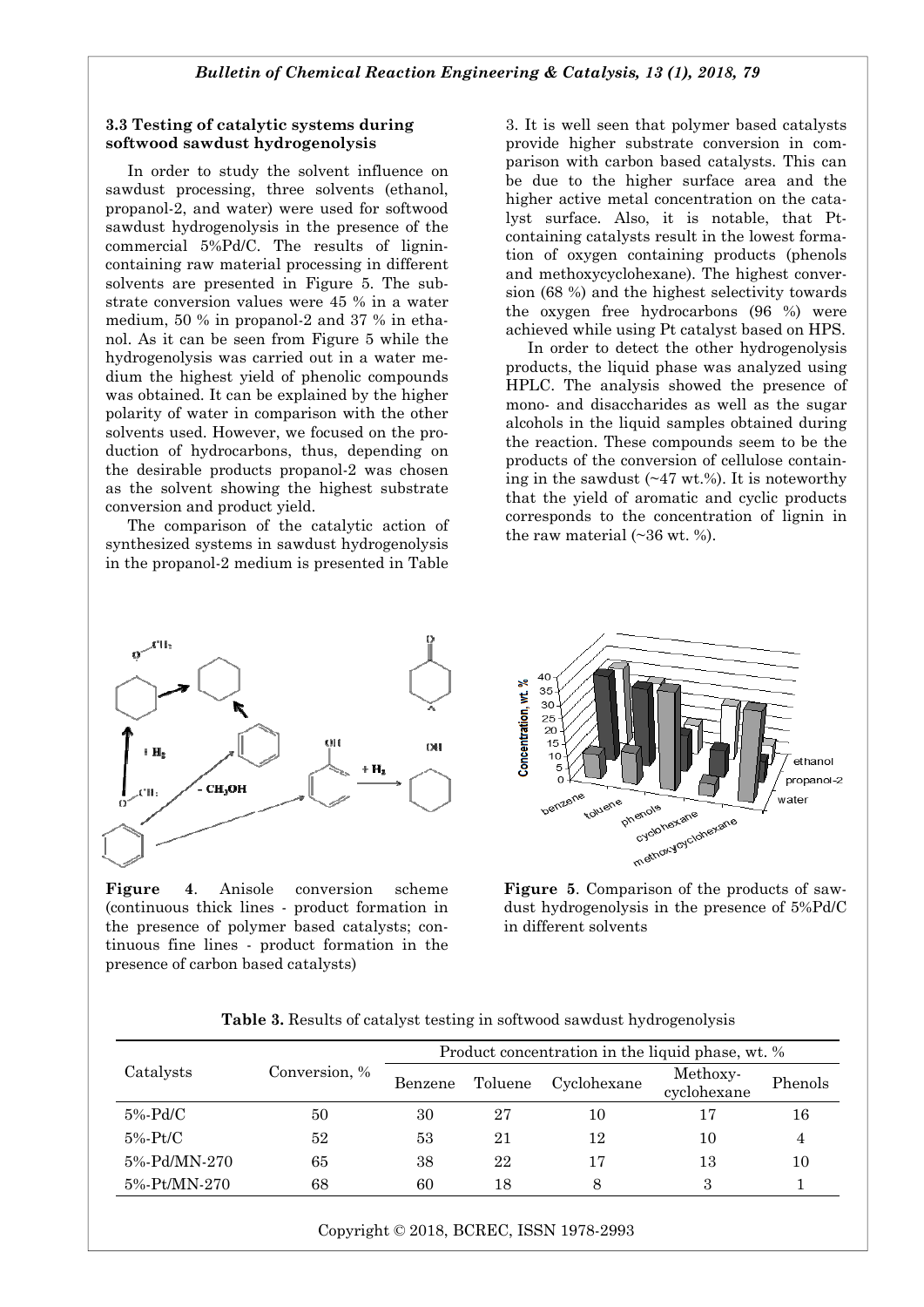### 3.3 Testing of catalytic systems during softwood sawdust hydrogenolysis

In order to study the solvent influence on sawdust processing, three solvents (ethanol, propanol-2, and water) were used for softwood sawdust hydrogenolysis in the presence of the commercial 5%Pd/C. The results of lignin-containing raw material processing in different solvents are presented in Figure 5. The substrate conversion values were 45 % in a water medium, 50 % in propanol-2 and 37 % in ethanol. As it can be seen from Figure 5 while the hydrogenolysis was carried out in a water medium the highest yield of phenolic compounds was obtained. It can be explained by the higher polarity of water in comparison with the other solvents used. However, we focused on the production of hydrocarbons, thus, depending on the desirable products propanol-2 was chosen as the solvent showing the highest substrate conversion and product yield.

The comparison of the catalytic action of synthesized systems in sawdust hydrogenolysis in the propanol-2 medium is presented in Table 3. It is well seen that polymer based catalysts provide higher substrate conversion in comparison with carbon based catalysts. This can be due to the higher surface area and the higher active metal concentration on the catalyst surface. Also, it is notable, that Pt-containing catalysts result in the lowest formation of oxygen containing products (phenols and methoxycyclohexane). The highest conversion (68 %) and the highest selectivity towards the oxygen free hydrocarbons (96 %) were achieved while using Pt catalyst based on HPS.

In order to detect the other hydrogenolysis products, the liquid phase was analyzed using HPLC. The analysis showed the presence of mono- and disaccharides as well as the sugar alcohols in the liquid samples obtained during the reaction. These compounds seem to be the products of the conversion of cellulose containing in the sawdust (~47 wt.%). It is noteworthy that the yield of aromatic and cyclic products corresponds to the concentration of lignin in the raw material (~36 wt. %).

**Figure 4**. Anisole conversion scheme (continuous thick lines - product formation in the presence of polymer based catalysts; continuous fine lines - product formation in the presence of carbon based catalysts)

**Figure 5**. Comparison of the products of sawdust hydrogenolysis in the presence of 5%Pd/C in different solvents

**Table 3.** Results of catalyst testing in softwood sawdust hydrogenolysis

| Catalysts | Conversion, % | Product concentration in the liquid phase, wt. % | | | | |
|---|---|---|---|---|---|---|
| | | Benzene | Toluene | Cyclohexane | Methoxy-cyclohexane | Phenols |
| 5%-Pd/C | 50 | 30 | 27 | 10 | 17 | 16 |
| 5%-Pt/C | 52 | 53 | 21 | 12 | 10 | 4 |
| 5%-Pd/MN-270 | 65 | 38 | 22 | 17 | 13 | 10 |
| 5%-Pt/MN-270 | 68 | 60 | 18 | 8 | 3 | 1 |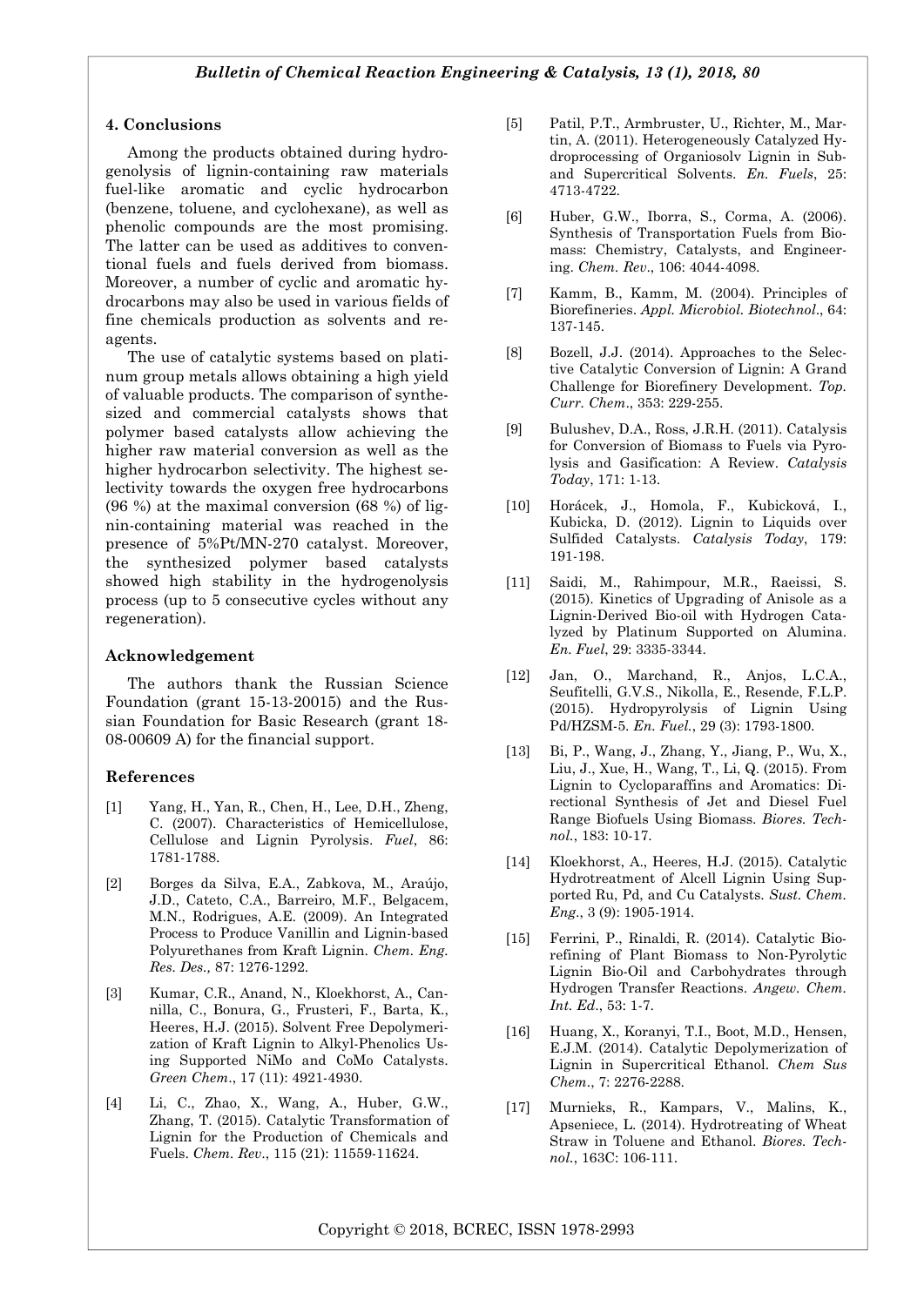## 4. Conclusions

Among the products obtained during hydrogenolysis of lignin-containing raw materials fuel-like aromatic and cyclic hydrocarbon (benzene, toluene, and cyclohexane), as well as phenolic compounds are the most promising. The latter can be used as additives to conventional fuels and fuels derived from biomass. Moreover, a number of cyclic and aromatic hydrocarbons may also be used in various fields of fine chemicals production as solvents and reagents.

The use of catalytic systems based on platinum group metals allows obtaining a high yield of valuable products. The comparison of synthesized and commercial catalysts shows that polymer based catalysts allow achieving the higher raw material conversion as well as the higher hydrocarbon selectivity. The highest selectivity towards the oxygen free hydrocarbons (96 %) at the maximal conversion (68 %) of lignin-containing material was reached in the presence of 5%Pt/MN-270 catalyst. Moreover, the synthesized polymer based catalysts showed high stability in the hydrogenolysis process (up to 5 consecutive cycles without any regeneration).

## Acknowledgement

The authors thank the Russian Science Foundation (grant 15-13-20015) and the Russian Foundation for Basic Research (grant 18-08-00609 A) for the financial support.

## References

[1] Yang, H., Yan, R., Chen, H., Lee, D.H., Zheng, C. (2007). Characteristics of Hemicellulose, Cellulose and Lignin Pyrolysis. *Fuel*, 86: 1781-1788.

[2] Borges da Silva, E.A., Zabkova, M., Araújo, J.D., Cateto, C.A., Barreiro, M.F., Belgacem, M.N., Rodrigues, A.E. (2009). An Integrated Process to Produce Vanillin and Lignin-based Polyurethanes from Kraft Lignin. *Chem. Eng. Res. Des.,* 87: 1276-1292.

[3] Kumar, C.R., Anand, N., Kloekhorst, A., Cannilla, C., Bonura, G., Frusteri, F., Barta, K., Heeres, H.J. (2015). Solvent Free Depolymerization of Kraft Lignin to Alkyl-Phenolics Using Supported NiMo and CoMo Catalysts. *Green Chem*., 17 (11): 4921-4930.

[4] Li, C., Zhao, X., Wang, A., Huber, G.W., Zhang, T. (2015). Catalytic Transformation of Lignin for the Production of Chemicals and Fuels. *Chem. Rev*., 115 (21): 11559-11624.

[5] Patil, P.T., Armbruster, U., Richter, M., Martin, A. (2011). Heterogeneously Catalyzed Hydroprocessing of Organiosolv Lignin in Sub- and Supercritical Solvents. *En. Fuels*, 25: 4713-4722.

[6] Huber, G.W., Iborra, S., Corma, A. (2006). Synthesis of Transportation Fuels from Biomass: Chemistry, Catalysts, and Engineering. *Chem. Rev*., 106: 4044-4098.

[7] Kamm, B., Kamm, M. (2004). Principles of Biorefineries. *Appl. Microbiol. Biotechnol*., 64: 137-145.

[8] Bozell, J.J. (2014). Approaches to the Selective Catalytic Conversion of Lignin: A Grand Challenge for Biorefinery Development. *Top. Curr. Chem*., 353: 229-255.

[9] Bulushev, D.A., Ross, J.R.H. (2011). Catalysis for Conversion of Biomass to Fuels via Pyrolysis and Gasification: A Review. *Catalysis Today*, 171: 1-13.

[10] Horácek, J., Homola, F., Kubicková, I., Kubicka, D. (2012). Lignin to Liquids over Sulfided Catalysts. *Catalysis Today*, 179: 191-198.

[11] Saidi, M., Rahimpour, M.R., Raeissi, S. (2015). Kinetics of Upgrading of Anisole as a Lignin-Derived Bio-oil with Hydrogen Catalyzed by Platinum Supported on Alumina. *En. Fuel*, 29: 3335-3344.

[12] Jan, O., Marchand, R., Anjos, L.C.A., Seufitelli, G.V.S., Nikolla, E., Resende, F.L.P. (2015). Hydropyrolysis of Lignin Using Pd/HZSM-5. *En. Fuel.*, 29 (3): 1793-1800.

[13] Bi, P., Wang, J., Zhang, Y., Jiang, P., Wu, X., Liu, J., Xue, H., Wang, T., Li, Q. (2015). From Lignin to Cycloparaffins and Aromatics: Directional Synthesis of Jet and Diesel Fuel Range Biofuels Using Biomass. *Biores. Technol.*, 183: 10-17.

[14] Kloekhorst, A., Heeres, H.J. (2015). Catalytic Hydrotreatment of Alcell Lignin Using Supported Ru, Pd, and Cu Catalysts. *Sust. Chem. Eng*., 3 (9): 1905-1914.

[15] Ferrini, P., Rinaldi, R. (2014). Catalytic Biorefining of Plant Biomass to Non-Pyrolytic Lignin Bio-Oil and Carbohydrates through Hydrogen Transfer Reactions. *Angew. Chem. Int. Ed*., 53: 1-7.

[16] Huang, X., Koranyi, T.I., Boot, M.D., Hensen, E.J.M. (2014). Catalytic Depolymerization of Lignin in Supercritical Ethanol. *Chem Sus Chem*., 7: 2276-2288.

[17] Murnieks, R., Kampars, V., Malins, K., Apseniece, L. (2014). Hydrotreating of Wheat Straw in Toluene and Ethanol. *Biores. Technol.*, 163C: 106-111.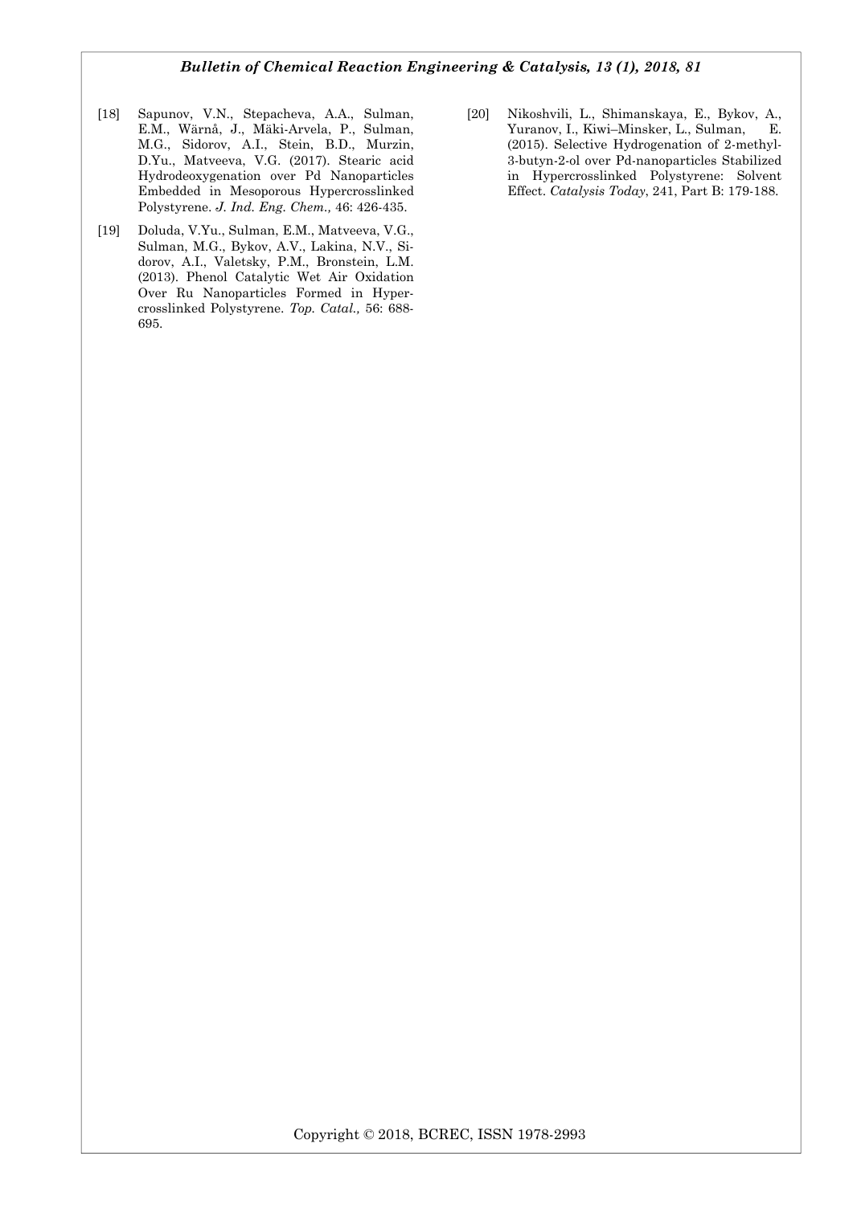[18] Sapunov, V.N., Stepacheva, A.A., Sulman, E.M., Wärnå, J., Mäki-Arvela, P., Sulman, M.G., Sidorov, A.I., Stein, B.D., Murzin, D.Yu., Matveeva, V.G. (2017). Stearic acid Hydrodeoxygenation over Pd Nanoparticles Embedded in Mesoporous Hypercrosslinked Polystyrene. *J. Ind. Eng. Chem.,* 46: 426-435.

[19] Doluda, V.Yu., Sulman, E.M., Matveeva, V.G., Sulman, M.G., Bykov, A.V., Lakina, N.V., Sidorov, A.I., Valetsky, P.M., Bronstein, L.M. (2013). Phenol Catalytic Wet Air Oxidation Over Ru Nanoparticles Formed in Hypercrosslinked Polystyrene. *Top. Catal.,* 56: 688-695.

[20] Nikoshvili, L., Shimanskaya, E., Bykov, A., Yuranov, I., Kiwi–Minsker, L., Sulman, E. (2015). Selective Hydrogenation of 2-methyl-3-butyn-2-ol over Pd-nanoparticles Stabilized in Hypercrosslinked Polystyrene: Solvent Effect. *Catalysis Today*, 241, Part B: 179-188.